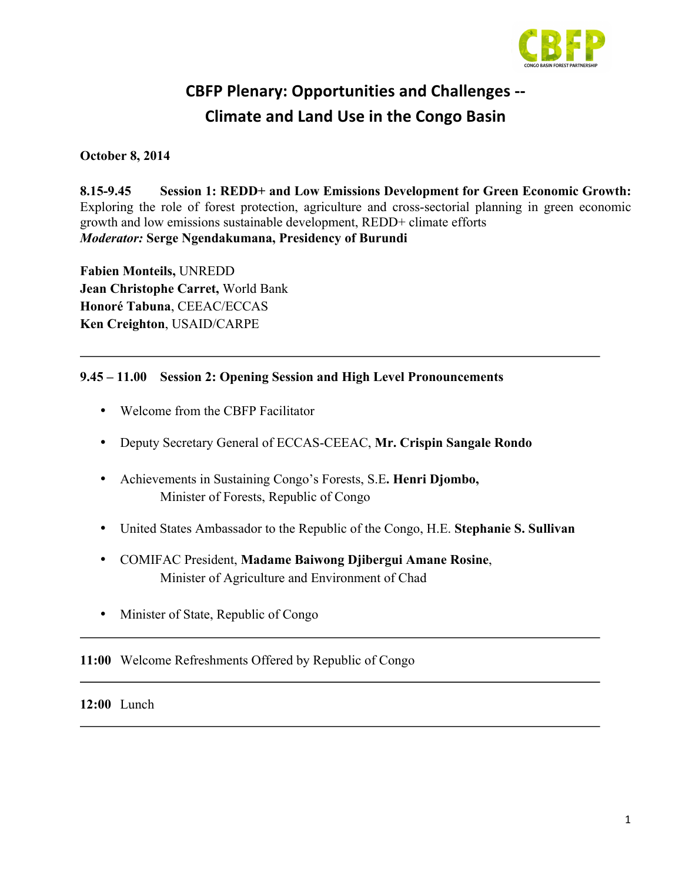# CBFP Plenary: Opportunities and Challenges -- Climate and Land Use in the Congo Basin

**October 8, 2014**

**8.15-9.45 Session 1: REDD+ and Low Emissions Development for Green Economic Growth:** Exploring the role of forest protection, agriculture and cross-sectorial planning in green economic growth and low emissions sustainable development, REDD+ climate efforts

***Moderator:*** **Serge Ngendakumana, Presidency of Burundi**

**Fabien Monteils,** UNREDD
**Jean Christophe Carret,** World Bank
**Honoré Tabuna**, CEEAC/ECCAS
**Ken Creighton**, USAID/CARPE

---

**9.45 – 11.00 Session 2: Opening Session and High Level Pronouncements**

- Welcome from the CBFP Facilitator
- Deputy Secretary General of ECCAS-CEEAC, **Mr. Crispin Sangale Rondo**
- Achievements in Sustaining Congo's Forests, S.E**. Henri Djombo,** Minister of Forests, Republic of Congo
- United States Ambassador to the Republic of the Congo, H.E. **Stephanie S. Sullivan**
- COMIFAC President, **Madame Baiwong Djibergui Amane Rosine**, Minister of Agriculture and Environment of Chad
- Minister of State, Republic of Congo

---

**11:00** Welcome Refreshments Offered by Republic of Congo

---

**12:00** Lunch

---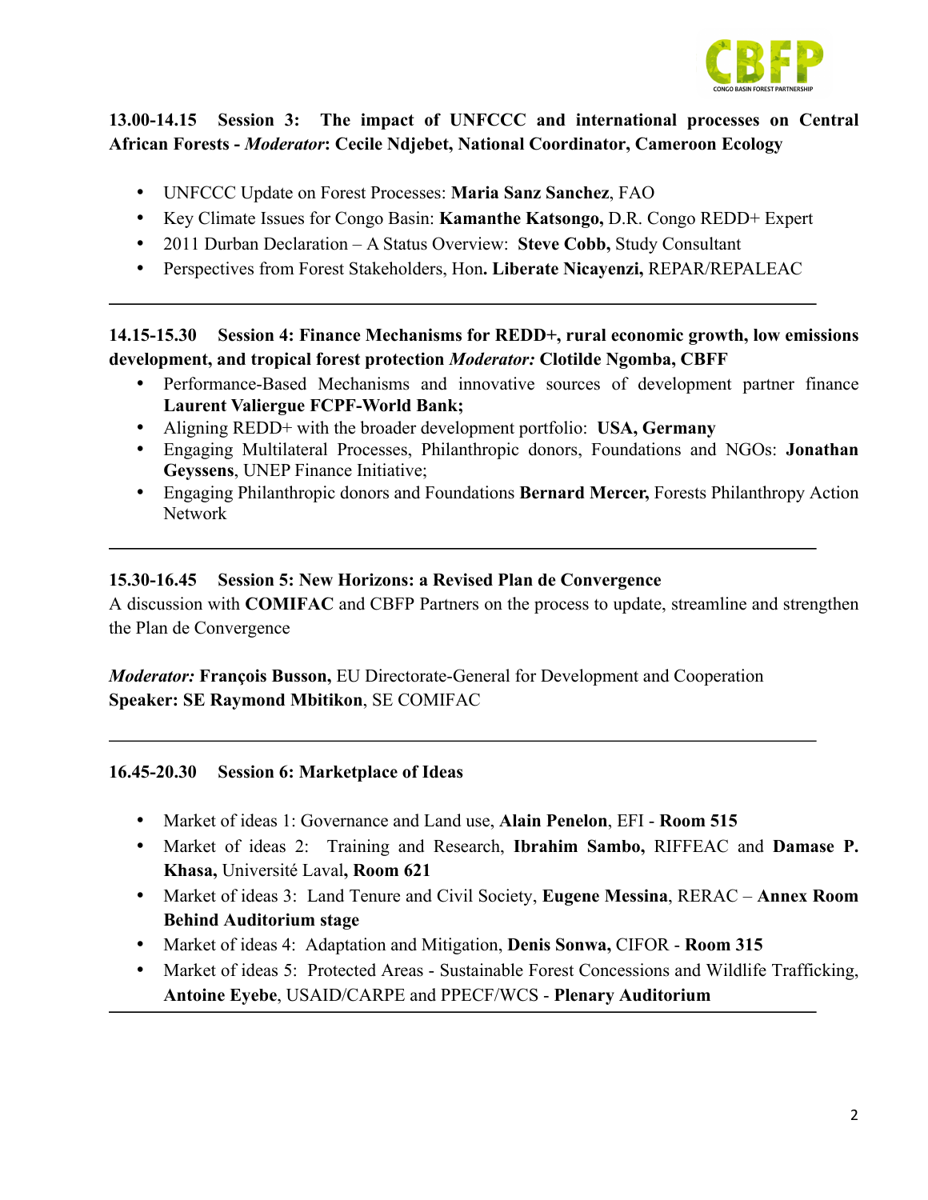**13.00-14.15 Session 3: The impact of UNFCCC and international processes on Central African Forests -** ***Moderator*****: Cecile Ndjebet, National Coordinator, Cameroon Ecology**

- UNFCCC Update on Forest Processes: **Maria Sanz Sanchez**, FAO
- Key Climate Issues for Congo Basin: **Kamanthe Katsongo,** D.R. Congo REDD+ Expert
- 2011 Durban Declaration – A Status Overview: **Steve Cobb,** Study Consultant
- Perspectives from Forest Stakeholders, Hon**. Liberate Nicayenzi,** REPAR/REPALEAC

---

**14.15-15.30 Session 4: Finance Mechanisms for REDD+, rural economic growth, low emissions development, and tropical forest protection** ***Moderator:*** **Clotilde Ngomba, CBFF**

- Performance-Based Mechanisms and innovative sources of development partner finance **Laurent Valiergue FCPF-World Bank;**
- Aligning REDD+ with the broader development portfolio: **USA, Germany**
- Engaging Multilateral Processes, Philanthropic donors, Foundations and NGOs: **Jonathan Geyssens**, UNEP Finance Initiative;
- Engaging Philanthropic donors and Foundations **Bernard Mercer,** Forests Philanthropy Action Network

---

**15.30-16.45 Session 5: New Horizons: a Revised Plan de Convergence**

A discussion with **COMIFAC** and CBFP Partners on the process to update, streamline and strengthen the Plan de Convergence

***Moderator:*** **François Busson,** EU Directorate-General for Development and Cooperation
**Speaker: SE Raymond Mbitikon**, SE COMIFAC

---

**16.45-20.30 Session 6: Marketplace of Ideas**

- Market of ideas 1: Governance and Land use, **Alain Penelon**, EFI - **Room 515**
- Market of ideas 2: Training and Research, **Ibrahim Sambo,** RIFFEAC and **Damase P. Khasa,** Université Laval**, Room 621**
- Market of ideas 3: Land Tenure and Civil Society, **Eugene Messina**, RERAC – **Annex Room Behind Auditorium stage**
- Market of ideas 4: Adaptation and Mitigation, **Denis Sonwa,** CIFOR - **Room 315**
- Market of ideas 5: Protected Areas - Sustainable Forest Concessions and Wildlife Trafficking, **Antoine Eyebe**, USAID/CARPE and PPECF/WCS - **Plenary Auditorium**

---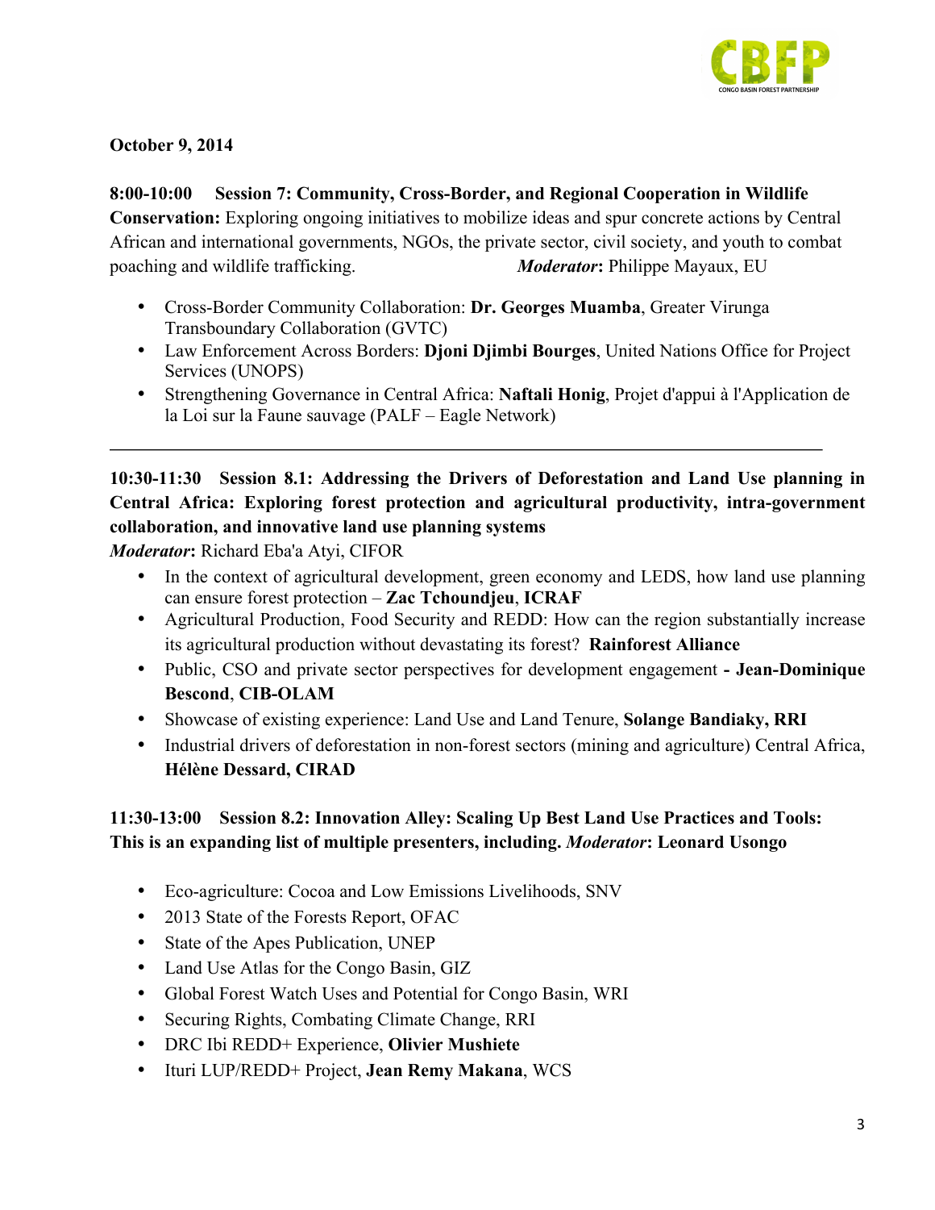**October 9, 2014**

**8:00-10:00 Session 7: Community, Cross-Border, and Regional Cooperation in Wildlife Conservation:** Exploring ongoing initiatives to mobilize ideas and spur concrete actions by Central African and international governments, NGOs, the private sector, civil society, and youth to combat poaching and wildlife trafficking. ***Moderator*:** Philippe Mayaux, EU

- Cross-Border Community Collaboration: **Dr. Georges Muamba**, Greater Virunga Transboundary Collaboration (GVTC)
- Law Enforcement Across Borders: **Djoni Djimbi Bourges**, United Nations Office for Project Services (UNOPS)
- Strengthening Governance in Central Africa: **Naftali Honig**, Projet d'appui à l'Application de la Loi sur la Faune sauvage (PALF – Eagle Network)

---

**10:30-11:30 Session 8.1: Addressing the Drivers of Deforestation and Land Use planning in Central Africa: Exploring forest protection and agricultural productivity, intra-government collaboration, and innovative land use planning systems**

***Moderator*:** Richard Eba'a Atyi, CIFOR

- In the context of agricultural development, green economy and LEDS, how land use planning can ensure forest protection – **Zac Tchoundjeu**, **ICRAF**
- Agricultural Production, Food Security and REDD: How can the region substantially increase its agricultural production without devastating its forest? **Rainforest Alliance**
- Public, CSO and private sector perspectives for development engagement **- Jean-Dominique Bescond**, **CIB-OLAM**
- Showcase of existing experience: Land Use and Land Tenure, **Solange Bandiaky, RRI**
- Industrial drivers of deforestation in non-forest sectors (mining and agriculture) Central Africa, **Hélène Dessard, CIRAD**

**11:30-13:00 Session 8.2: Innovation Alley: Scaling Up Best Land Use Practices and Tools: This is an expanding list of multiple presenters, including. *Moderator*: Leonard Usongo**

- Eco-agriculture: Cocoa and Low Emissions Livelihoods, SNV
- 2013 State of the Forests Report, OFAC
- State of the Apes Publication, UNEP
- Land Use Atlas for the Congo Basin, GIZ
- Global Forest Watch Uses and Potential for Congo Basin, WRI
- Securing Rights, Combating Climate Change, RRI
- DRC Ibi REDD+ Experience, **Olivier Mushiete**
- Ituri LUP/REDD+ Project, **Jean Remy Makana**, WCS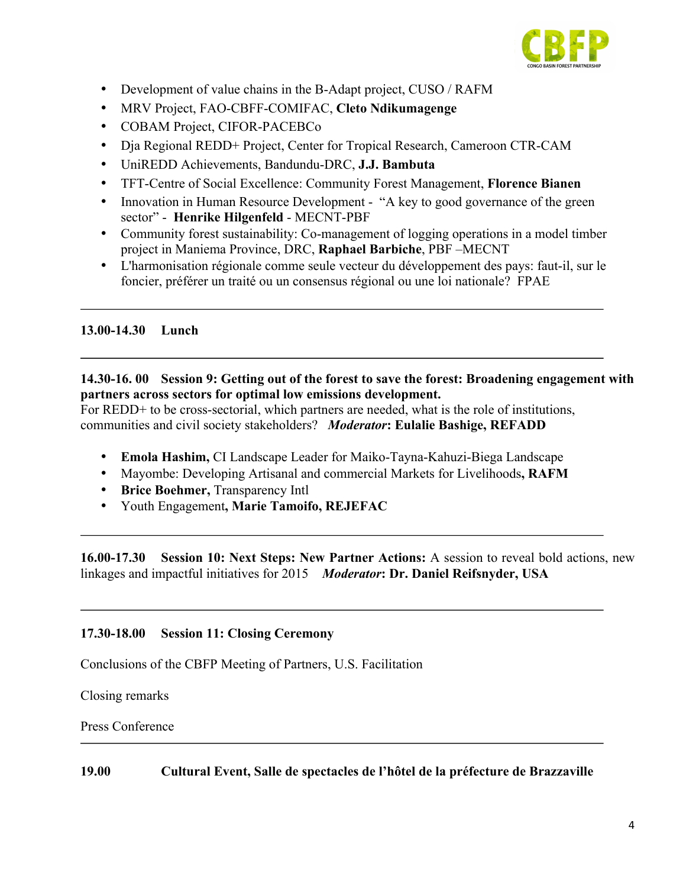- Development of value chains in the B-Adapt project, CUSO / RAFM
- MRV Project, FAO-CBFF-COMIFAC, **Cleto Ndikumagenge**
- COBAM Project, CIFOR-PACEBCo
- Dja Regional REDD+ Project, Center for Tropical Research, Cameroon CTR-CAM
- UniREDD Achievements, Bandundu-DRC, **J.J. Bambuta**
- TFT-Centre of Social Excellence: Community Forest Management, **Florence Bianen**
- Innovation in Human Resource Development - "A key to good governance of the green sector" - **Henrike Hilgenfeld** - MECNT-PBF
- Community forest sustainability: Co-management of logging operations in a model timber project in Maniema Province, DRC, **Raphael Barbiche**, PBF –MECNT
- L'harmonisation régionale comme seule vecteur du développement des pays: faut-il, sur le foncier, préférer un traité ou un consensus régional ou une loi nationale? FPAE

---

**13.00-14.30 Lunch**

---

**14.30-16. 00 Session 9: Getting out of the forest to save the forest: Broadening engagement with partners across sectors for optimal low emissions development.**

For REDD+ to be cross-sectorial, which partners are needed, what is the role of institutions, communities and civil society stakeholders? ***Moderator*: Eulalie Bashige, REFADD**

- **Emola Hashim,** CI Landscape Leader for Maiko-Tayna-Kahuzi-Biega Landscape
- Mayombe: Developing Artisanal and commercial Markets for Livelihoods**, RAFM**
- **Brice Boehmer,** Transparency Intl
- Youth Engagement**, Marie Tamoifo, REJEFAC**

---

**16.00-17.30 Session 10: Next Steps: New Partner Actions:** A session to reveal bold actions, new linkages and impactful initiatives for 2015 ***Moderator*: Dr. Daniel Reifsnyder, USA**

---

**17.30-18.00 Session 11: Closing Ceremony**

Conclusions of the CBFP Meeting of Partners, U.S. Facilitation

Closing remarks

Press Conference

---

**19.00 Cultural Event, Salle de spectacles de l'hôtel de la préfecture de Brazzaville**